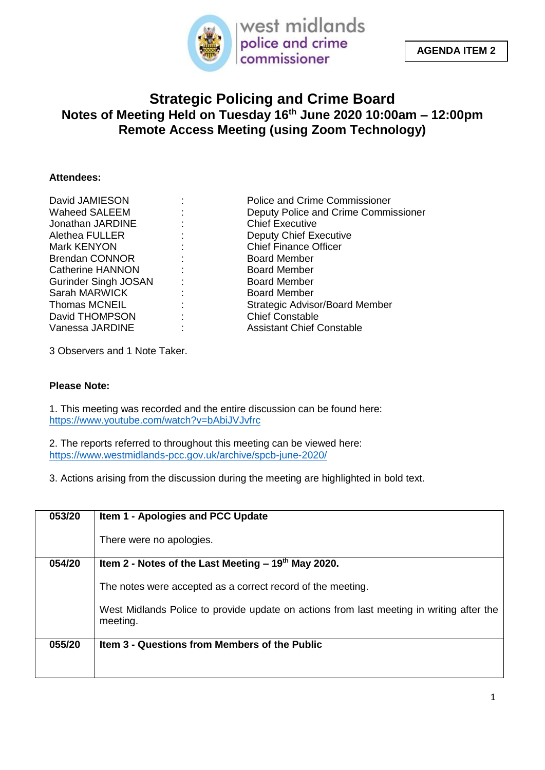**AGENDA ITEM 2**

# Strategic Policing and Crime Board

## Notes of Meeting Held on Tuesday 16th June 2020 10:00am – 12:00pm

## Remote Access Meeting (using Zoom Technology)

**Attendees:**

| | | |
|---|---|---|
| David JAMIESON | : | Police and Crime Commissioner |
| Waheed SALEEM | : | Deputy Police and Crime Commissioner |
| Jonathan JARDINE | : | Chief Executive |
| Alethea FULLER | : | Deputy Chief Executive |
| Mark KENYON | : | Chief Finance Officer |
| Brendan CONNOR | : | Board Member |
| Catherine HANNON | : | Board Member |
| Gurinder Singh JOSAN | : | Board Member |
| Sarah MARWICK | : | Board Member |
| Thomas MCNEIL | : | Strategic Advisor/Board Member |
| David THOMPSON | : | Chief Constable |
| Vanessa JARDINE | : | Assistant Chief Constable |

3 Observers and 1 Note Taker.

**Please Note:**

1. This meeting was recorded and the entire discussion can be found here:
https://www.youtube.com/watch?v=bAbiJVJvfrc

2. The reports referred to throughout this meeting can be viewed here:
https://www.westmidlands-pcc.gov.uk/archive/spcb-june-2020/

3. Actions arising from the discussion during the meeting are highlighted in bold text.

| | |
|---|---|
| 053/20 | **Item 1 - Apologies and PCC Update**<br><br>There were no apologies. |
| 054/20 | **Item 2 - Notes of the Last Meeting – 19th May 2020.**<br><br>The notes were accepted as a correct record of the meeting.<br><br>West Midlands Police to provide update on actions from last meeting in writing after the meeting. |
| 055/20 | **Item 3 - Questions from Members of the Public** |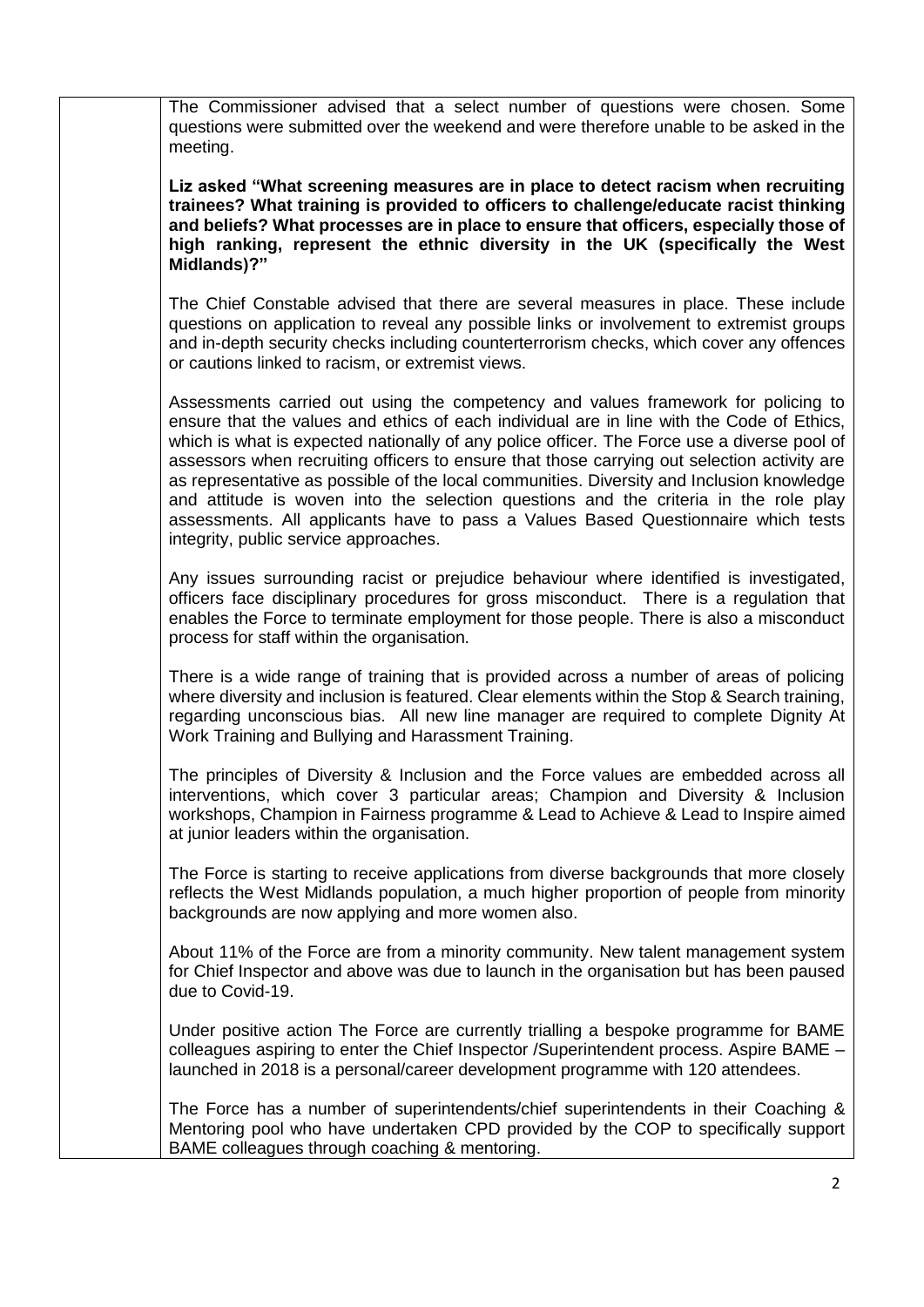The Commissioner advised that a select number of questions were chosen. Some questions were submitted over the weekend and were therefore unable to be asked in the meeting.

**Liz asked "What screening measures are in place to detect racism when recruiting trainees? What training is provided to officers to challenge/educate racist thinking and beliefs? What processes are in place to ensure that officers, especially those of high ranking, represent the ethnic diversity in the UK (specifically the West Midlands)?"**

The Chief Constable advised that there are several measures in place. These include questions on application to reveal any possible links or involvement to extremist groups and in-depth security checks including counterterrorism checks, which cover any offences or cautions linked to racism, or extremist views.

Assessments carried out using the competency and values framework for policing to ensure that the values and ethics of each individual are in line with the Code of Ethics, which is what is expected nationally of any police officer. The Force use a diverse pool of assessors when recruiting officers to ensure that those carrying out selection activity are as representative as possible of the local communities. Diversity and Inclusion knowledge and attitude is woven into the selection questions and the criteria in the role play assessments. All applicants have to pass a Values Based Questionnaire which tests integrity, public service approaches.

Any issues surrounding racist or prejudice behaviour where identified is investigated, officers face disciplinary procedures for gross misconduct. There is a regulation that enables the Force to terminate employment for those people. There is also a misconduct process for staff within the organisation.

There is a wide range of training that is provided across a number of areas of policing where diversity and inclusion is featured. Clear elements within the Stop & Search training, regarding unconscious bias. All new line manager are required to complete Dignity At Work Training and Bullying and Harassment Training.

The principles of Diversity & Inclusion and the Force values are embedded across all interventions, which cover 3 particular areas; Champion and Diversity & Inclusion workshops, Champion in Fairness programme & Lead to Achieve & Lead to Inspire aimed at junior leaders within the organisation.

The Force is starting to receive applications from diverse backgrounds that more closely reflects the West Midlands population, a much higher proportion of people from minority backgrounds are now applying and more women also.

About 11% of the Force are from a minority community. New talent management system for Chief Inspector and above was due to launch in the organisation but has been paused due to Covid-19.

Under positive action The Force are currently trialling a bespoke programme for BAME colleagues aspiring to enter the Chief Inspector /Superintendent process. Aspire BAME – launched in 2018 is a personal/career development programme with 120 attendees.

The Force has a number of superintendents/chief superintendents in their Coaching & Mentoring pool who have undertaken CPD provided by the COP to specifically support BAME colleagues through coaching & mentoring.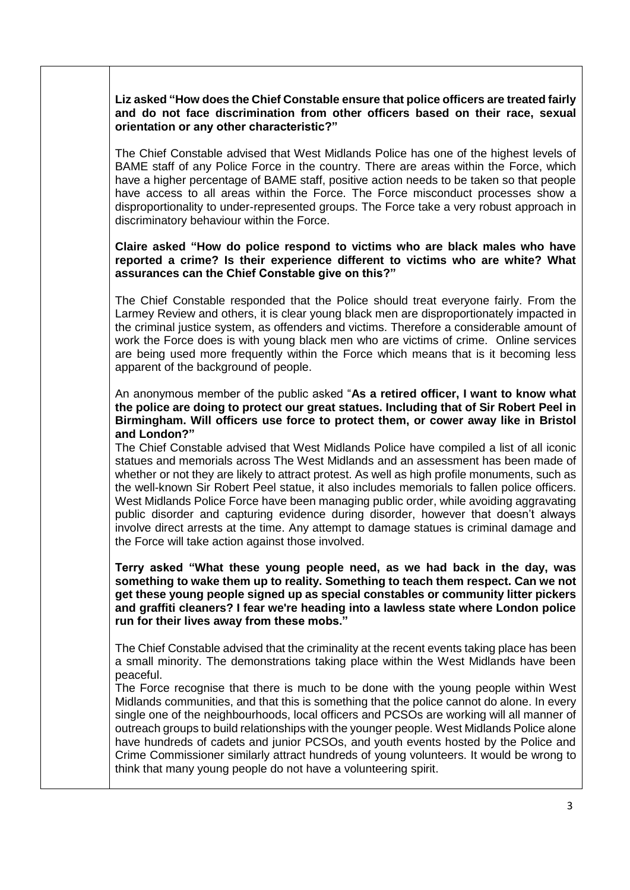**Liz asked "How does the Chief Constable ensure that police officers are treated fairly and do not face discrimination from other officers based on their race, sexual orientation or any other characteristic?"**

The Chief Constable advised that West Midlands Police has one of the highest levels of BAME staff of any Police Force in the country. There are areas within the Force, which have a higher percentage of BAME staff, positive action needs to be taken so that people have access to all areas within the Force. The Force misconduct processes show a disproportionality to under-represented groups. The Force take a very robust approach in discriminatory behaviour within the Force.

**Claire asked "How do police respond to victims who are black males who have reported a crime? Is their experience different to victims who are white? What assurances can the Chief Constable give on this?"**

The Chief Constable responded that the Police should treat everyone fairly. From the Larmey Review and others, it is clear young black men are disproportionately impacted in the criminal justice system, as offenders and victims. Therefore a considerable amount of work the Force does is with young black men who are victims of crime. Online services are being used more frequently within the Force which means that is it becoming less apparent of the background of people.

An anonymous member of the public asked "**As a retired officer, I want to know what the police are doing to protect our great statues. Including that of Sir Robert Peel in Birmingham. Will officers use force to protect them, or cower away like in Bristol and London?"**

The Chief Constable advised that West Midlands Police have compiled a list of all iconic statues and memorials across The West Midlands and an assessment has been made of whether or not they are likely to attract protest. As well as high profile monuments, such as the well-known Sir Robert Peel statue, it also includes memorials to fallen police officers. West Midlands Police Force have been managing public order, while avoiding aggravating public disorder and capturing evidence during disorder, however that doesn't always involve direct arrests at the time. Any attempt to damage statues is criminal damage and the Force will take action against those involved.

**Terry asked "What these young people need, as we had back in the day, was something to wake them up to reality. Something to teach them respect. Can we not get these young people signed up as special constables or community litter pickers and graffiti cleaners? I fear we're heading into a lawless state where London police run for their lives away from these mobs."**

The Chief Constable advised that the criminality at the recent events taking place has been a small minority. The demonstrations taking place within the West Midlands have been peaceful.

The Force recognise that there is much to be done with the young people within West Midlands communities, and that this is something that the police cannot do alone. In every single one of the neighbourhoods, local officers and PCSOs are working will all manner of outreach groups to build relationships with the younger people. West Midlands Police alone have hundreds of cadets and junior PCSOs, and youth events hosted by the Police and Crime Commissioner similarly attract hundreds of young volunteers. It would be wrong to think that many young people do not have a volunteering spirit.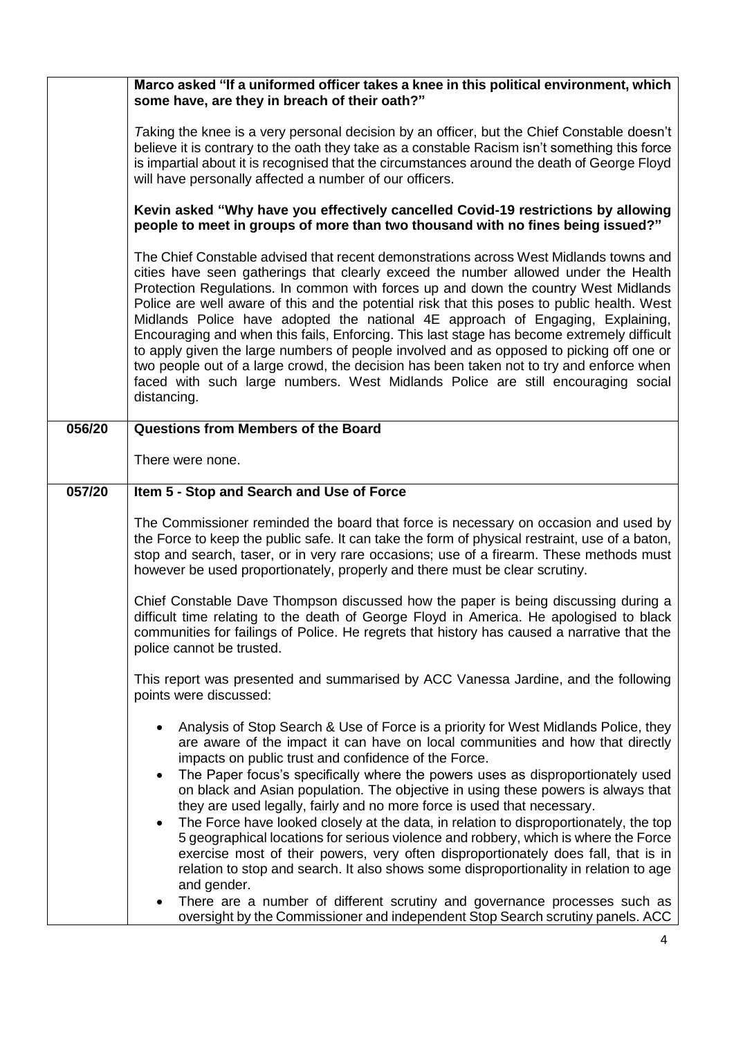| | |
|---|---|
| | **Marco asked "If a uniformed officer takes a knee in this political environment, which some have, are they in breach of their oath?"**<br><br>*T*aking the knee is a very personal decision by an officer, but the Chief Constable doesn't believe it is contrary to the oath they take as a constable Racism isn't something this force is impartial about it is recognised that the circumstances around the death of George Floyd will have personally affected a number of our officers.<br><br>**Kevin asked "Why have you effectively cancelled Covid-19 restrictions by allowing people to meet in groups of more than two thousand with no fines being issued?"**<br><br>The Chief Constable advised that recent demonstrations across West Midlands towns and cities have seen gatherings that clearly exceed the number allowed under the Health Protection Regulations. In common with forces up and down the country West Midlands Police are well aware of this and the potential risk that this poses to public health. West Midlands Police have adopted the national 4E approach of Engaging, Explaining, Encouraging and when this fails, Enforcing. This last stage has become extremely difficult to apply given the large numbers of people involved and as opposed to picking off one or two people out of a large crowd, the decision has been taken not to try and enforce when faced with such large numbers. West Midlands Police are still encouraging social distancing. |
| **056/20** | **Questions from Members of the Board**<br><br>There were none. |
| **057/20** | **Item 5 - Stop and Search and Use of Force**<br><br>The Commissioner reminded the board that force is necessary on occasion and used by the Force to keep the public safe. It can take the form of physical restraint, use of a baton, stop and search, taser, or in very rare occasions; use of a firearm. These methods must however be used proportionately, properly and there must be clear scrutiny.<br><br>Chief Constable Dave Thompson discussed how the paper is being discussing during a difficult time relating to the death of George Floyd in America. He apologised to black communities for failings of Police. He regrets that history has caused a narrative that the police cannot be trusted.<br><br>This report was presented and summarised by ACC Vanessa Jardine, and the following points were discussed:<br><br>• Analysis of Stop Search & Use of Force is a priority for West Midlands Police, they are aware of the impact it can have on local communities and how that directly impacts on public trust and confidence of the Force.<br>• The Paper focus's specifically where the powers uses as disproportionately used on black and Asian population. The objective in using these powers is always that they are used legally, fairly and no more force is used that necessary.<br>• The Force have looked closely at the data, in relation to disproportionately, the top 5 geographical locations for serious violence and robbery, which is where the Force exercise most of their powers, very often disproportionately does fall, that is in relation to stop and search. It also shows some disproportionality in relation to age and gender.<br>• There are a number of different scrutiny and governance processes such as oversight by the Commissioner and independent Stop Search scrutiny panels. ACC |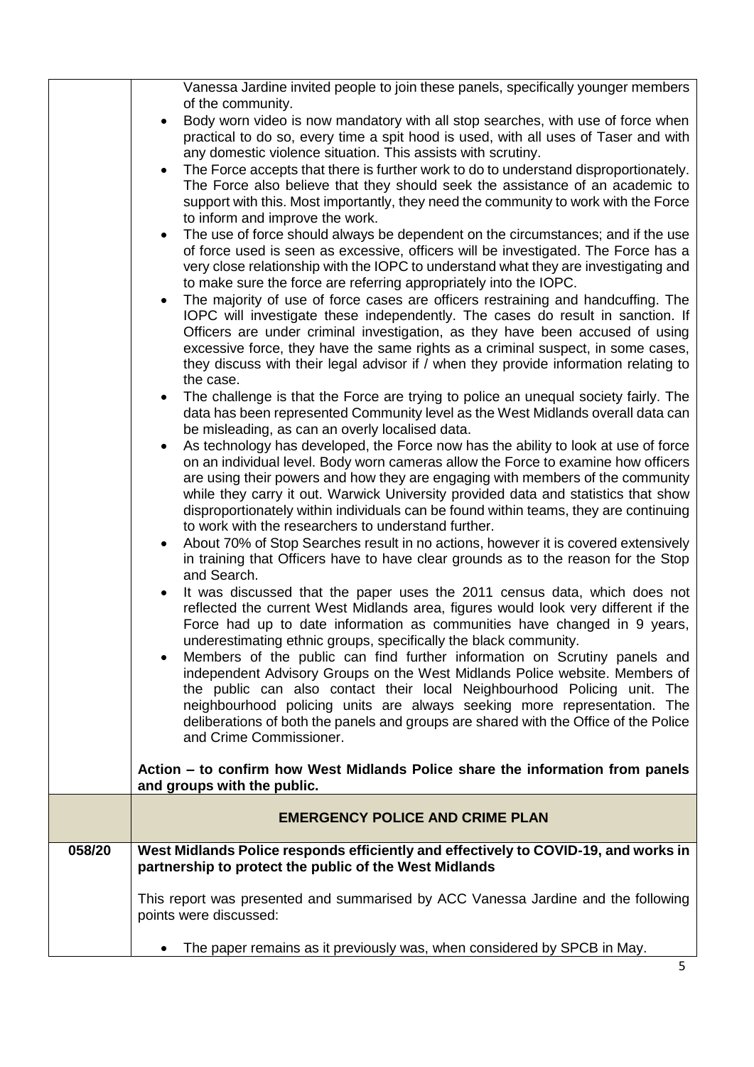| | |
|---|---|
| | Vanessa Jardine invited people to join these panels, specifically younger members of the community.<br>• Body worn video is now mandatory with all stop searches, with use of force when practical to do so, every time a spit hood is used, with all uses of Taser and with any domestic violence situation. This assists with scrutiny.<br>• The Force accepts that there is further work to do to understand disproportionately. The Force also believe that they should seek the assistance of an academic to support with this. Most importantly, they need the community to work with the Force to inform and improve the work.<br>• The use of force should always be dependent on the circumstances; and if the use of force used is seen as excessive, officers will be investigated. The Force has a very close relationship with the IOPC to understand what they are investigating and to make sure the force are referring appropriately into the IOPC.<br>• The majority of use of force cases are officers restraining and handcuffing. The IOPC will investigate these independently. The cases do result in sanction. If Officers are under criminal investigation, as they have been accused of using excessive force, they have the same rights as a criminal suspect, in some cases, they discuss with their legal advisor if / when they provide information relating to the case.<br>• The challenge is that the Force are trying to police an unequal society fairly. The data has been represented Community level as the West Midlands overall data can be misleading, as can an overly localised data.<br>• As technology has developed, the Force now has the ability to look at use of force on an individual level. Body worn cameras allow the Force to examine how officers are using their powers and how they are engaging with members of the community while they carry it out. Warwick University provided data and statistics that show disproportionately within individuals can be found within teams, they are continuing to work with the researchers to understand further.<br>• About 70% of Stop Searches result in no actions, however it is covered extensively in training that Officers have to have clear grounds as to the reason for the Stop and Search.<br>• It was discussed that the paper uses the 2011 census data, which does not reflected the current West Midlands area, figures would look very different if the Force had up to date information as communities have changed in 9 years, underestimating ethnic groups, specifically the black community.<br>• Members of the public can find further information on Scrutiny panels and independent Advisory Groups on the West Midlands Police website. Members of the public can also contact their local Neighbourhood Policing unit. The neighbourhood policing units are always seeking more representation. The deliberations of both the panels and groups are shared with the Office of the Police and Crime Commissioner.<br><br>**Action – to confirm how West Midlands Police share the information from panels and groups with the public.** |
| | **EMERGENCY POLICE AND CRIME PLAN** |
| **058/20** | **West Midlands Police responds efficiently and effectively to COVID-19, and works in partnership to protect the public of the West Midlands**<br><br>This report was presented and summarised by ACC Vanessa Jardine and the following points were discussed:<br><br>• The paper remains as it previously was, when considered by SPCB in May. |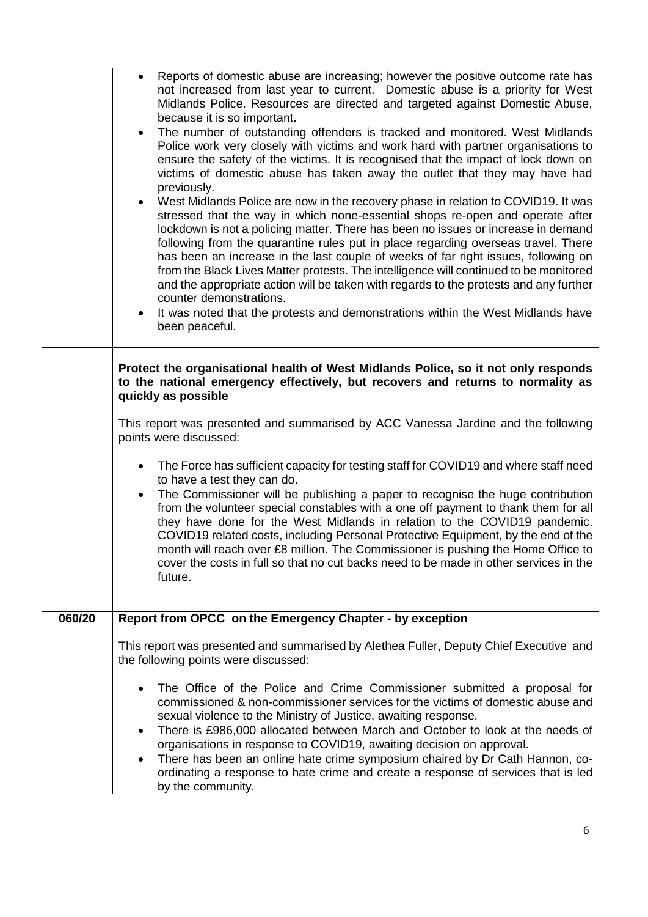| | |
|---|---|
| | • Reports of domestic abuse are increasing; however the positive outcome rate has not increased from last year to current. Domestic abuse is a priority for West Midlands Police. Resources are directed and targeted against Domestic Abuse, because it is so important.<br>• The number of outstanding offenders is tracked and monitored. West Midlands Police work very closely with victims and work hard with partner organisations to ensure the safety of the victims. It is recognised that the impact of lock down on victims of domestic abuse has taken away the outlet that they may have had previously.<br>• West Midlands Police are now in the recovery phase in relation to COVID19. It was stressed that the way in which none-essential shops re-open and operate after lockdown is not a policing matter. There has been no issues or increase in demand following from the quarantine rules put in place regarding overseas travel. There has been an increase in the last couple of weeks of far right issues, following on from the Black Lives Matter protests. The intelligence will continued to be monitored and the appropriate action will be taken with regards to the protests and any further counter demonstrations.<br>• It was noted that the protests and demonstrations within the West Midlands have been peaceful. |
| | **Protect the organisational health of West Midlands Police, so it not only responds to the national emergency effectively, but recovers and returns to normality as quickly as possible**<br><br>This report was presented and summarised by ACC Vanessa Jardine and the following points were discussed:<br><br>• The Force has sufficient capacity for testing staff for COVID19 and where staff need to have a test they can do.<br>• The Commissioner will be publishing a paper to recognise the huge contribution from the volunteer special constables with a one off payment to thank them for all they have done for the West Midlands in relation to the COVID19 pandemic. COVID19 related costs, including Personal Protective Equipment, by the end of the month will reach over £8 million. The Commissioner is pushing the Home Office to cover the costs in full so that no cut backs need to be made in other services in the future. |
| **060/20** | **Report from OPCC on the Emergency Chapter - by exception**<br><br>This report was presented and summarised by Alethea Fuller, Deputy Chief Executive and the following points were discussed:<br><br>• The Office of the Police and Crime Commissioner submitted a proposal for commissioned & non-commissioner services for the victims of domestic abuse and sexual violence to the Ministry of Justice, awaiting response.<br>• There is £986,000 allocated between March and October to look at the needs of organisations in response to COVID19, awaiting decision on approval.<br>• There has been an online hate crime symposium chaired by Dr Cath Hannon, co-ordinating a response to hate crime and create a response of services that is led by the community. |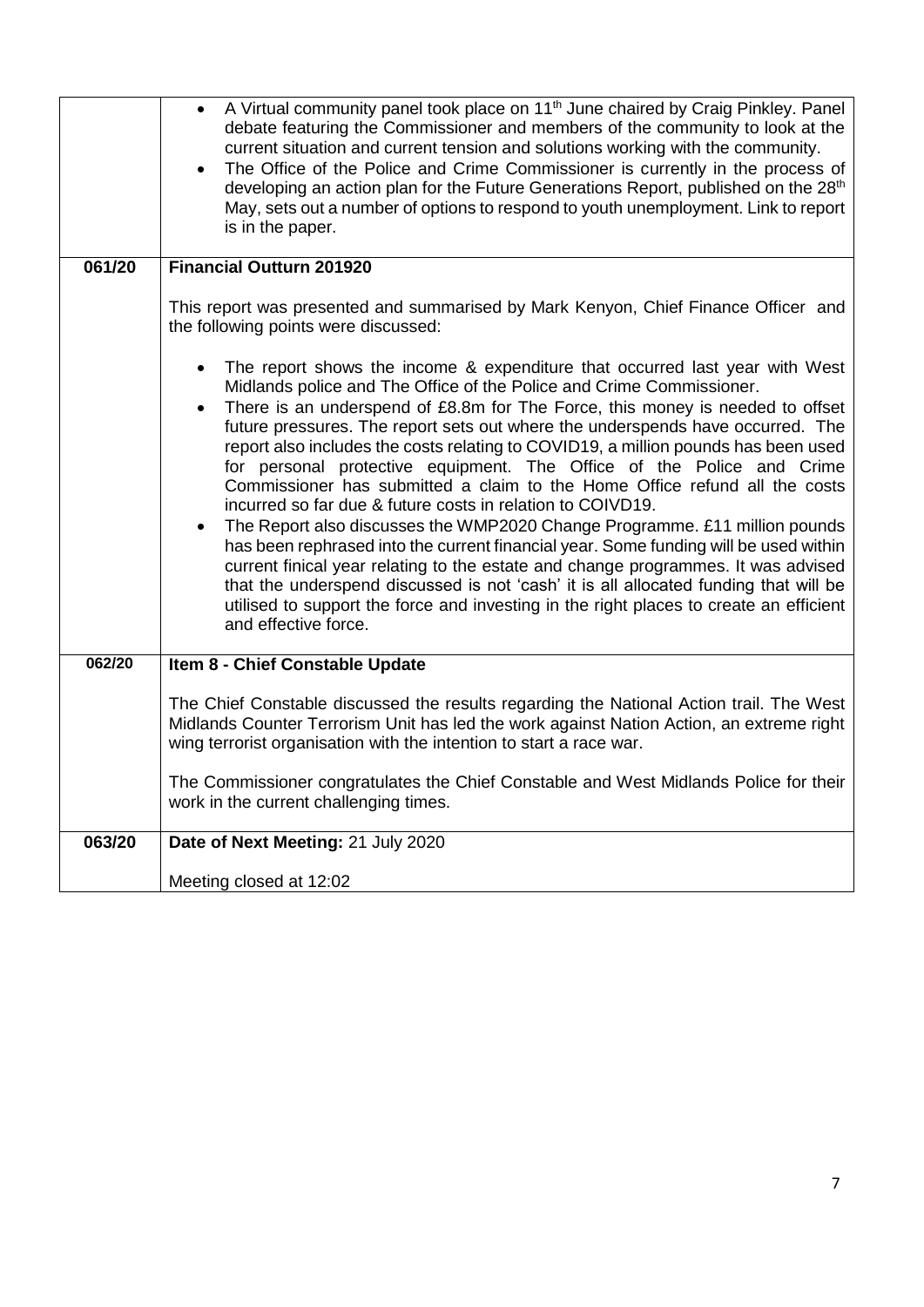| | |
|---|---|
| | • A Virtual community panel took place on 11th June chaired by Craig Pinkley. Panel debate featuring the Commissioner and members of the community to look at the current situation and current tension and solutions working with the community.<br>• The Office of the Police and Crime Commissioner is currently in the process of developing an action plan for the Future Generations Report, published on the 28th May, sets out a number of options to respond to youth unemployment. Link to report is in the paper. |
| **061/20** | **Financial Outturn 201920**<br><br>This report was presented and summarised by Mark Kenyon, Chief Finance Officer and the following points were discussed:<br><br>• The report shows the income & expenditure that occurred last year with West Midlands police and The Office of the Police and Crime Commissioner.<br>• There is an underspend of £8.8m for The Force, this money is needed to offset future pressures. The report sets out where the underspends have occurred. The report also includes the costs relating to COVID19, a million pounds has been used for personal protective equipment. The Office of the Police and Crime Commissioner has submitted a claim to the Home Office refund all the costs incurred so far due & future costs in relation to COIVD19.<br>• The Report also discusses the WMP2020 Change Programme. £11 million pounds has been rephrased into the current financial year. Some funding will be used within current finical year relating to the estate and change programmes. It was advised that the underspend discussed is not 'cash' it is all allocated funding that will be utilised to support the force and investing in the right places to create an efficient and effective force. |
| **062/20** | **Item 8 - Chief Constable Update**<br><br>The Chief Constable discussed the results regarding the National Action trail. The West Midlands Counter Terrorism Unit has led the work against Nation Action, an extreme right wing terrorist organisation with the intention to start a race war.<br><br>The Commissioner congratulates the Chief Constable and West Midlands Police for their work in the current challenging times. |
| **063/20** | **Date of Next Meeting:** 21 July 2020<br><br>Meeting closed at 12:02 |